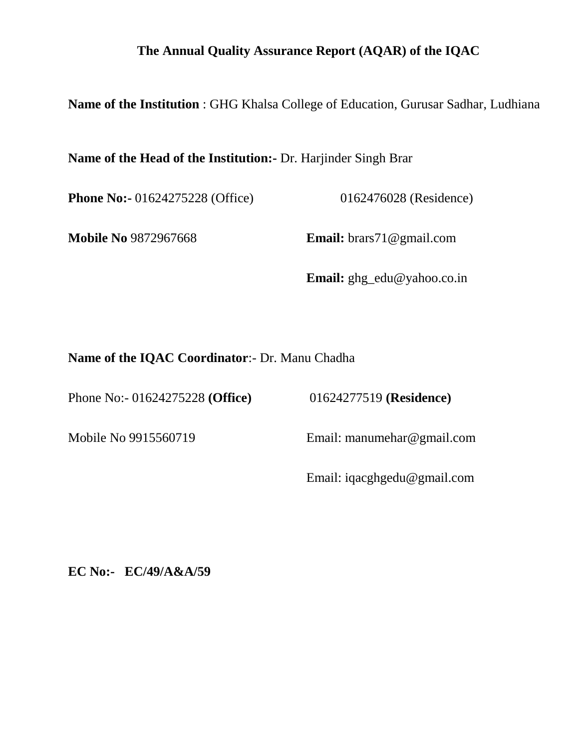# The Annual Quality Assurance Report (AQAR) of the IQAC

**Name of the Institution** : GHG Khalsa College of Education, Gurusar Sadhar, Ludhiana

**Name of the Head of the Institution:-** Dr. Harjinder Singh Brar

**Phone No:-** 01624275228 (Office) 0162476028 (Residence)

**Mobile No** 9872967668

**Email:** brars71@gmail.com

**Email:** ghg_edu@yahoo.co.in

**Name of the IQAC Coordinator**:- Dr. Manu Chadha

Phone No:- 01624275228 **(Office)** 01624277519 **(Residence)**

Mobile No 9915560719

Email: manumehar@gmail.com

Email: iqacghgedu@gmail.com

**EC No:- EC/49/A&A/59**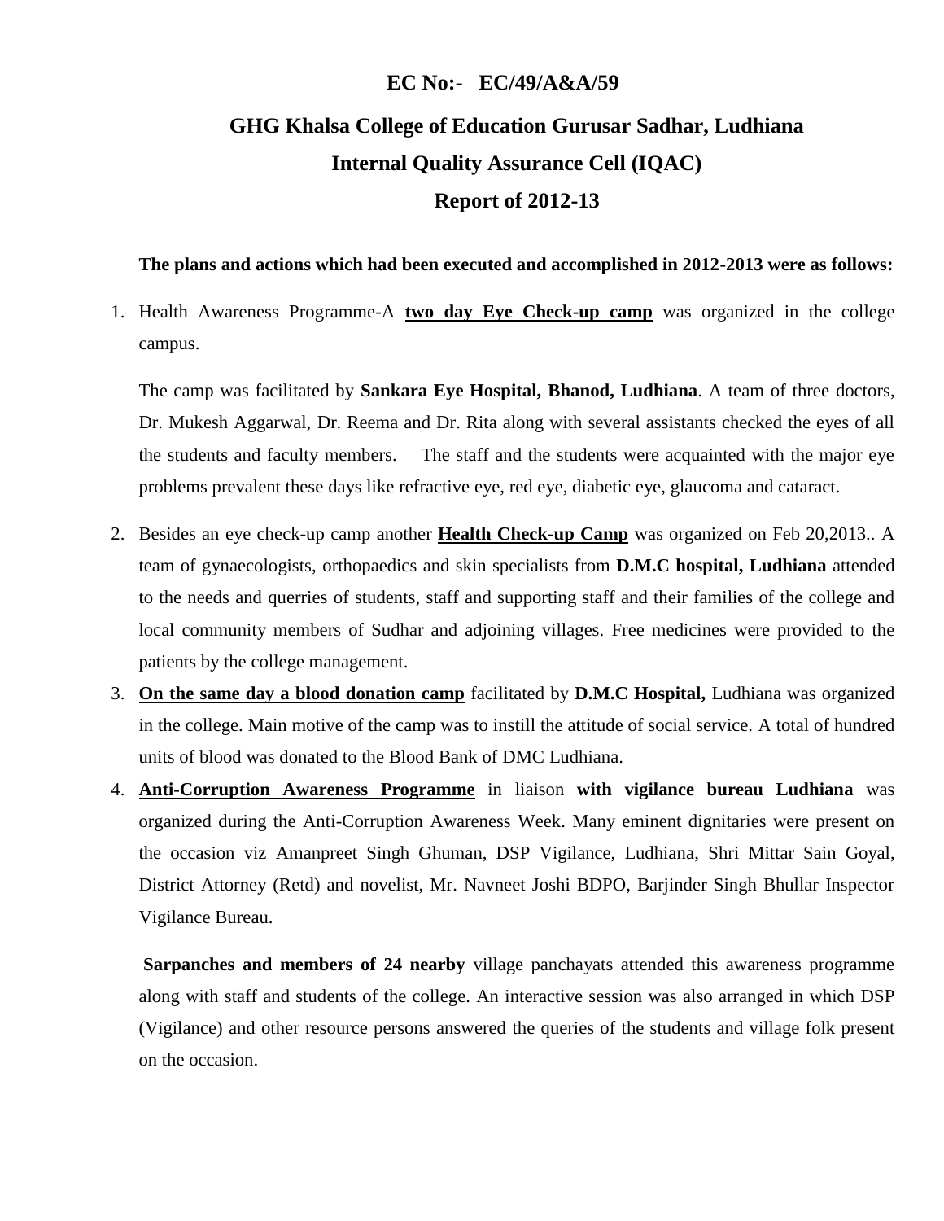**EC No:- EC/49/A&A/59**

# GHG Khalsa College of Education Gurusar Sadhar, Ludhiana

## Internal Quality Assurance Cell (IQAC)

## Report of 2012-13

**The plans and actions which had been executed and accomplished in 2012-2013 were as follows:**

1. Health Awareness Programme-A **two day Eye Check-up camp** was organized in the college campus.

   The camp was facilitated by **Sankara Eye Hospital, Bhanod, Ludhiana**. A team of three doctors, Dr. Mukesh Aggarwal, Dr. Reema and Dr. Rita along with several assistants checked the eyes of all the students and faculty members. The staff and the students were acquainted with the major eye problems prevalent these days like refractive eye, red eye, diabetic eye, glaucoma and cataract.

2. Besides an eye check-up camp another **Health Check-up Camp** was organized on Feb 20,2013.. A team of gynaecologists, orthopaedics and skin specialists from **D.M.C hospital, Ludhiana** attended to the needs and querries of students, staff and supporting staff and their families of the college and local community members of Sudhar and adjoining villages. Free medicines were provided to the patients by the college management.

3. **On the same day a blood donation camp** facilitated by **D.M.C Hospital,** Ludhiana was organized in the college. Main motive of the camp was to instill the attitude of social service. A total of hundred units of blood was donated to the Blood Bank of DMC Ludhiana.

4. **Anti-Corruption Awareness Programme** in liaison **with vigilance bureau Ludhiana** was organized during the Anti-Corruption Awareness Week. Many eminent dignitaries were present on the occasion viz Amanpreet Singh Ghuman, DSP Vigilance, Ludhiana, Shri Mittar Sain Goyal, District Attorney (Retd) and novelist, Mr. Navneet Joshi BDPO, Barjinder Singh Bhullar Inspector Vigilance Bureau.

   **Sarpanches and members of 24 nearby** village panchayats attended this awareness programme along with staff and students of the college. An interactive session was also arranged in which DSP (Vigilance) and other resource persons answered the queries of the students and village folk present on the occasion.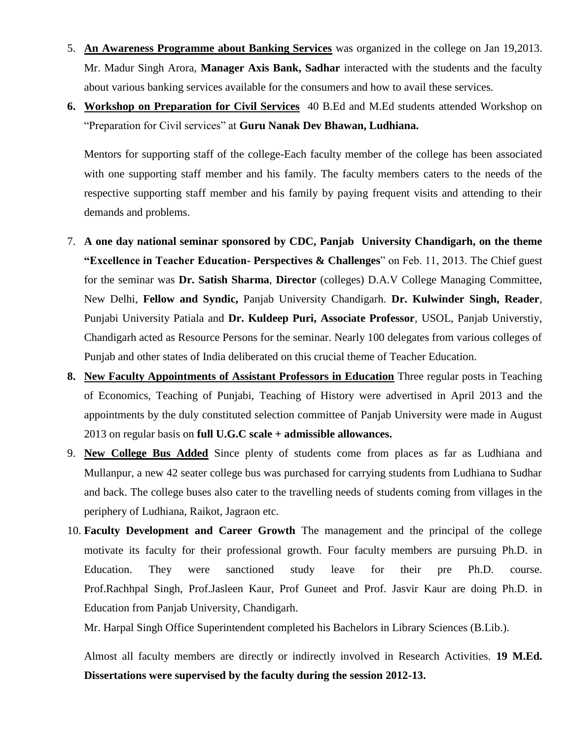5. **An Awareness Programme about Banking Services** was organized in the college on Jan 19,2013. Mr. Madur Singh Arora, **Manager Axis Bank, Sadhar** interacted with the students and the faculty about various banking services available for the consumers and how to avail these services.
6. **Workshop on Preparation for Civil Services** 40 B.Ed and M.Ed students attended Workshop on "Preparation for Civil services" at **Guru Nanak Dev Bhawan, Ludhiana.**

   Mentors for supporting staff of the college-Each faculty member of the college has been associated with one supporting staff member and his family. The faculty members caters to the needs of the respective supporting staff member and his family by paying frequent visits and attending to their demands and problems.

7. **A one day national seminar sponsored by CDC, Panjab University Chandigarh, on the theme "Excellence in Teacher Education- Perspectives & Challenges**" on Feb. 11, 2013. The Chief guest for the seminar was **Dr. Satish Sharma**, **Director** (colleges) D.A.V College Managing Committee, New Delhi, **Fellow and Syndic,** Panjab University Chandigarh. **Dr. Kulwinder Singh, Reader**, Punjabi University Patiala and **Dr. Kuldeep Puri, Associate Professor**, USOL, Panjab Universtiy, Chandigarh acted as Resource Persons for the seminar. Nearly 100 delegates from various colleges of Punjab and other states of India deliberated on this crucial theme of Teacher Education.
8. **New Faculty Appointments of Assistant Professors in Education** Three regular posts in Teaching of Economics, Teaching of Punjabi, Teaching of History were advertised in April 2013 and the appointments by the duly constituted selection committee of Panjab University were made in August 2013 on regular basis on **full U.G.C scale + admissible allowances.**
9. **New College Bus Added** Since plenty of students come from places as far as Ludhiana and Mullanpur, a new 42 seater college bus was purchased for carrying students from Ludhiana to Sudhar and back. The college buses also cater to the travelling needs of students coming from villages in the periphery of Ludhiana, Raikot, Jagraon etc.
10. **Faculty Development and Career Growth** The management and the principal of the college motivate its faculty for their professional growth. Four faculty members are pursuing Ph.D. in Education. They were sanctioned study leave for their pre Ph.D. course. Prof.Rachhpal Singh, Prof.Jasleen Kaur, Prof Guneet and Prof. Jasvir Kaur are doing Ph.D. in Education from Panjab University, Chandigarh.

    Mr. Harpal Singh Office Superintendent completed his Bachelors in Library Sciences (B.Lib.).

    Almost all faculty members are directly or indirectly involved in Research Activities. **19 M.Ed. Dissertations were supervised by the faculty during the session 2012-13.**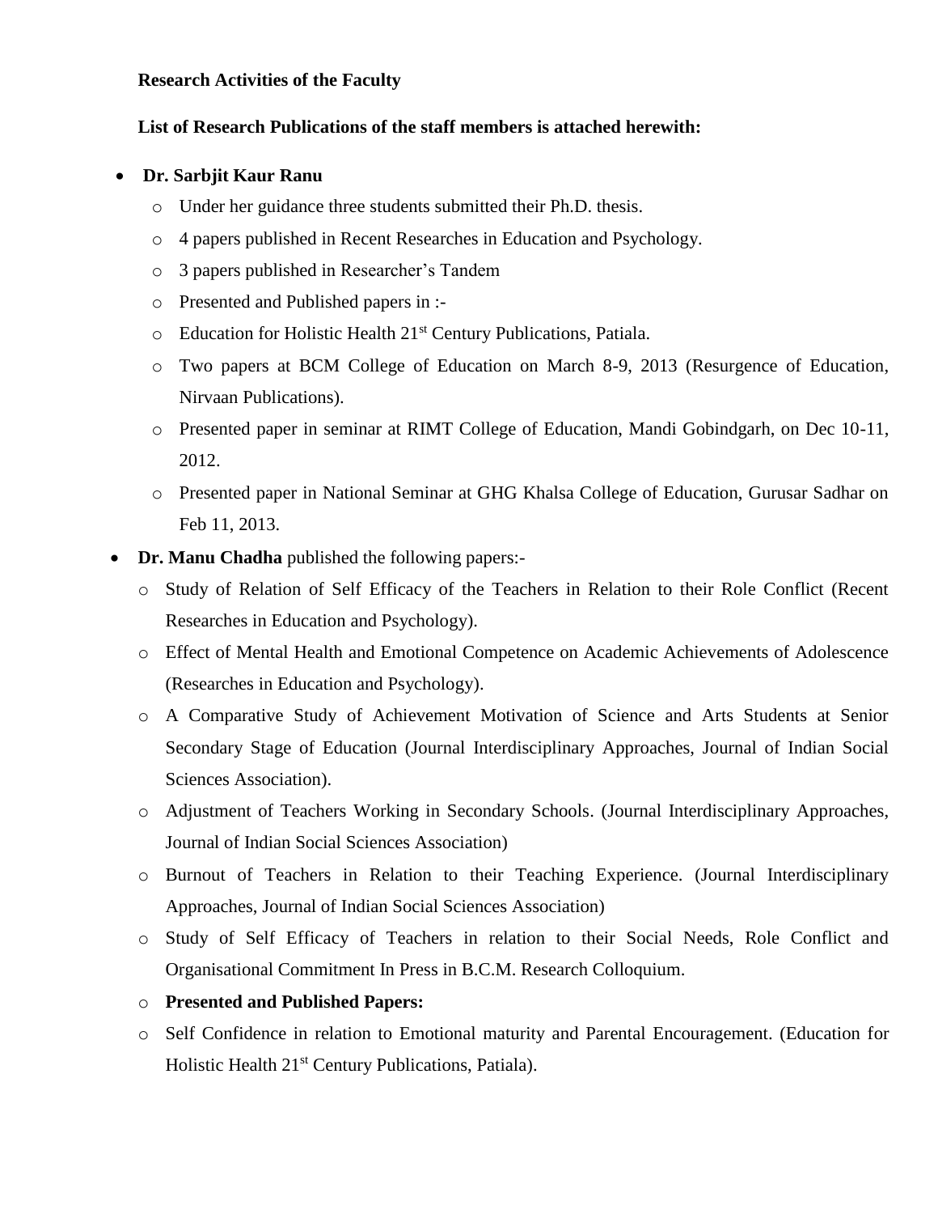**Research Activities of the Faculty**

**List of Research Publications of the staff members is attached herewith:**

- **Dr. Sarbjit Kaur Ranu**
  - Under her guidance three students submitted their Ph.D. thesis.
  - 4 papers published in Recent Researches in Education and Psychology.
  - 3 papers published in Researcher's Tandem
  - Presented and Published papers in :-
  - Education for Holistic Health 21st Century Publications, Patiala.
  - Two papers at BCM College of Education on March 8-9, 2013 (Resurgence of Education, Nirvaan Publications).
  - Presented paper in seminar at RIMT College of Education, Mandi Gobindgarh, on Dec 10-11, 2012.
  - Presented paper in National Seminar at GHG Khalsa College of Education, Gurusar Sadhar on Feb 11, 2013.
- **Dr. Manu Chadha** published the following papers:-
  - Study of Relation of Self Efficacy of the Teachers in Relation to their Role Conflict (Recent Researches in Education and Psychology).
  - Effect of Mental Health and Emotional Competence on Academic Achievements of Adolescence (Researches in Education and Psychology).
  - A Comparative Study of Achievement Motivation of Science and Arts Students at Senior Secondary Stage of Education (Journal Interdisciplinary Approaches, Journal of Indian Social Sciences Association).
  - Adjustment of Teachers Working in Secondary Schools. (Journal Interdisciplinary Approaches, Journal of Indian Social Sciences Association)
  - Burnout of Teachers in Relation to their Teaching Experience. (Journal Interdisciplinary Approaches, Journal of Indian Social Sciences Association)
  - Study of Self Efficacy of Teachers in relation to their Social Needs, Role Conflict and Organisational Commitment In Press in B.C.M. Research Colloquium.
  - **Presented and Published Papers:**
  - Self Confidence in relation to Emotional maturity and Parental Encouragement. (Education for Holistic Health 21st Century Publications, Patiala).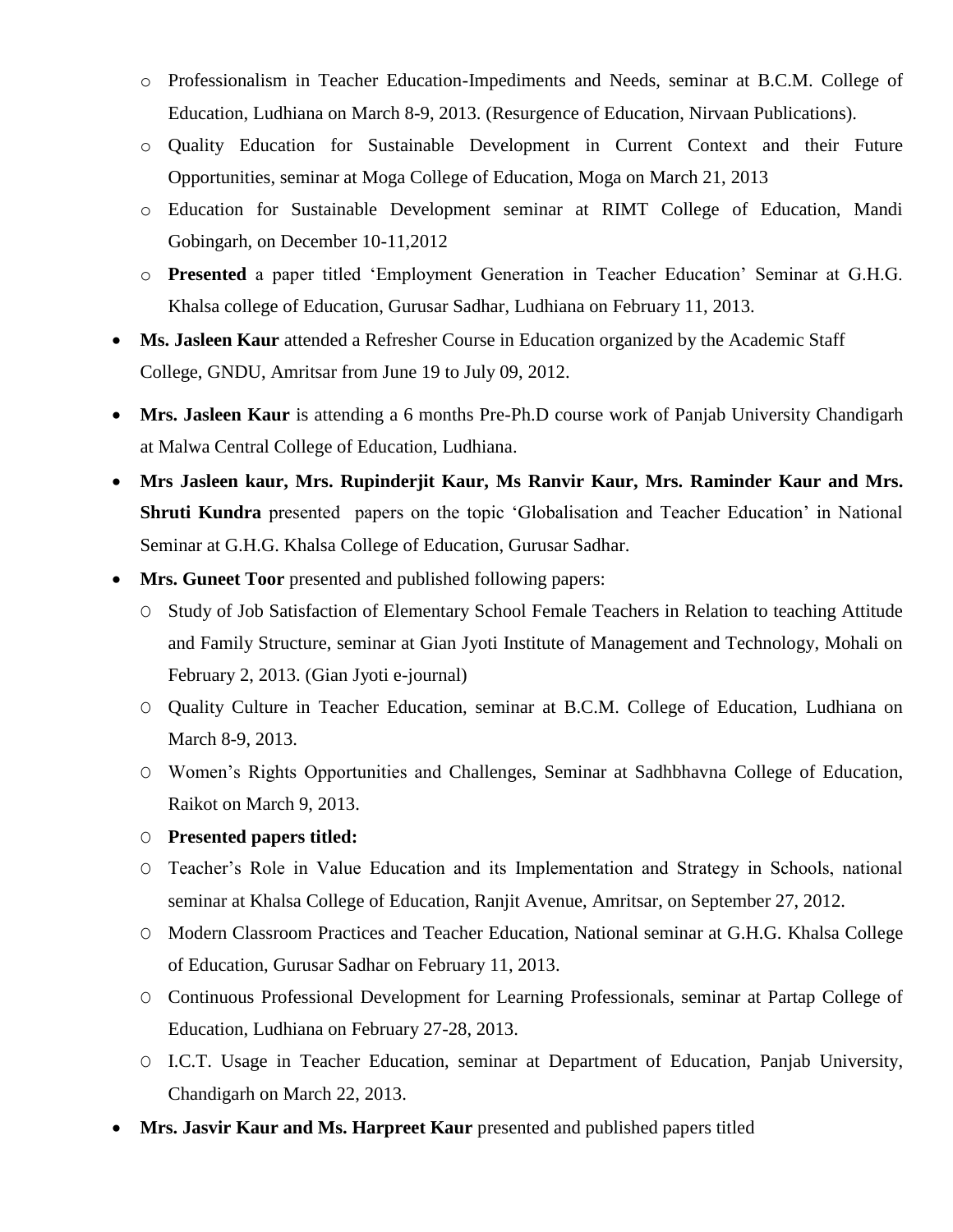- Professionalism in Teacher Education-Impediments and Needs, seminar at B.C.M. College of Education, Ludhiana on March 8-9, 2013. (Resurgence of Education, Nirvaan Publications).
- Quality Education for Sustainable Development in Current Context and their Future Opportunities, seminar at Moga College of Education, Moga on March 21, 2013
- Education for Sustainable Development seminar at RIMT College of Education, Mandi Gobingarh, on December 10-11,2012
- **Presented** a paper titled 'Employment Generation in Teacher Education' Seminar at G.H.G. Khalsa college of Education, Gurusar Sadhar, Ludhiana on February 11, 2013.

- **Ms. Jasleen Kaur** attended a Refresher Course in Education organized by the Academic Staff College, GNDU, Amritsar from June 19 to July 09, 2012.
- **Mrs. Jasleen Kaur** is attending a 6 months Pre-Ph.D course work of Panjab University Chandigarh at Malwa Central College of Education, Ludhiana.
- **Mrs Jasleen kaur, Mrs. Rupinderjit Kaur, Ms Ranvir Kaur, Mrs. Raminder Kaur and Mrs. Shruti Kundra** presented papers on the topic 'Globalisation and Teacher Education' in National Seminar at G.H.G. Khalsa College of Education, Gurusar Sadhar.
- **Mrs. Guneet Toor** presented and published following papers:
  - Study of Job Satisfaction of Elementary School Female Teachers in Relation to teaching Attitude and Family Structure, seminar at Gian Jyoti Institute of Management and Technology, Mohali on February 2, 2013. (Gian Jyoti e-journal)
  - Quality Culture in Teacher Education, seminar at B.C.M. College of Education, Ludhiana on March 8-9, 2013.
  - Women's Rights Opportunities and Challenges, Seminar at Sadhbhavna College of Education, Raikot on March 9, 2013.
  - **Presented papers titled:**
  - Teacher's Role in Value Education and its Implementation and Strategy in Schools, national seminar at Khalsa College of Education, Ranjit Avenue, Amritsar, on September 27, 2012.
  - Modern Classroom Practices and Teacher Education, National seminar at G.H.G. Khalsa College of Education, Gurusar Sadhar on February 11, 2013.
  - Continuous Professional Development for Learning Professionals, seminar at Partap College of Education, Ludhiana on February 27-28, 2013.
  - I.C.T. Usage in Teacher Education, seminar at Department of Education, Panjab University, Chandigarh on March 22, 2013.
- **Mrs. Jasvir Kaur and Ms. Harpreet Kaur** presented and published papers titled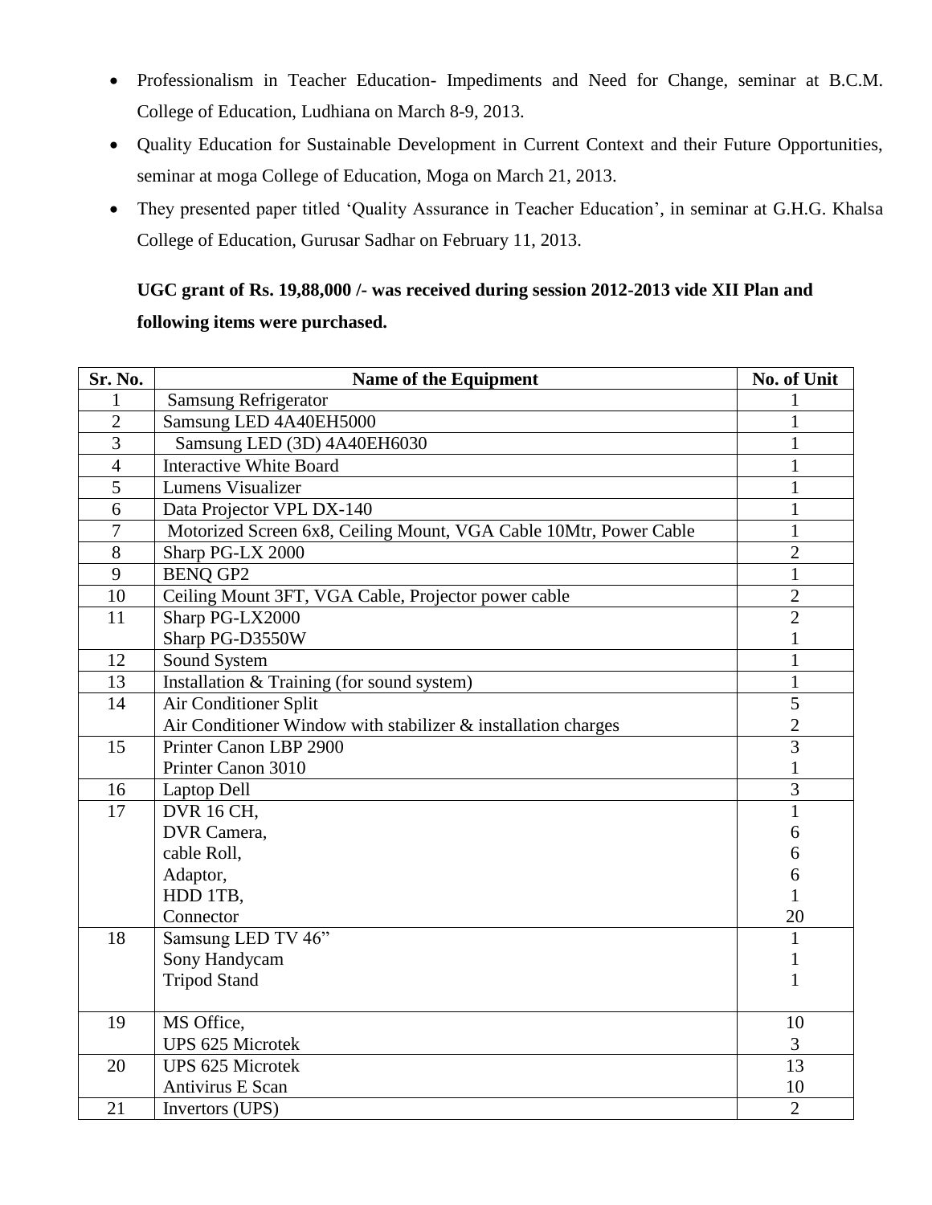- Professionalism in Teacher Education- Impediments and Need for Change, seminar at B.C.M. College of Education, Ludhiana on March 8-9, 2013.
- Quality Education for Sustainable Development in Current Context and their Future Opportunities, seminar at moga College of Education, Moga on March 21, 2013.
- They presented paper titled 'Quality Assurance in Teacher Education', in seminar at G.H.G. Khalsa College of Education, Gurusar Sadhar on February 11, 2013.

**UGC grant of Rs. 19,88,000 /- was received during session 2012-2013 vide XII Plan and following items were purchased.**

| Sr. No. | Name of the Equipment | No. of Unit |
|---|---|---|
| 1 | Samsung Refrigerator | 1 |
| 2 | Samsung LED 4A40EH5000 | 1 |
| 3 | Samsung LED (3D) 4A40EH6030 | 1 |
| 4 | Interactive White Board | 1 |
| 5 | Lumens Visualizer | 1 |
| 6 | Data Projector VPL DX-140 | 1 |
| 7 | Motorized Screen 6x8, Ceiling Mount, VGA Cable 10Mtr, Power Cable | 1 |
| 8 | Sharp PG-LX 2000 | 2 |
| 9 | BENQ GP2 | 1 |
| 10 | Ceiling Mount 3FT, VGA Cable, Projector power cable | 2 |
| 11 | Sharp PG-LX2000<br>Sharp PG-D3550W | 2<br>1 |
| 12 | Sound System | 1 |
| 13 | Installation & Training (for sound system) | 1 |
| 14 | Air Conditioner Split<br>Air Conditioner Window with stabilizer & installation charges | 5<br>2 |
| 15 | Printer Canon LBP 2900<br>Printer Canon 3010 | 3<br>1 |
| 16 | Laptop Dell | 3 |
| 17 | DVR 16 CH,<br>DVR Camera,<br>cable Roll,<br>Adaptor,<br>HDD 1TB,<br>Connector | 1<br>6<br>6<br>6<br>1<br>20 |
| 18 | Samsung LED TV 46"<br>Sony Handycam<br>Tripod Stand | 1<br>1<br>1 |
| 19 | MS Office,<br>UPS 625 Microtek | 10<br>3 |
| 20 | UPS 625 Microtek<br>Antivirus E Scan | 13<br>10 |
| 21 | Invertors (UPS) | 2 |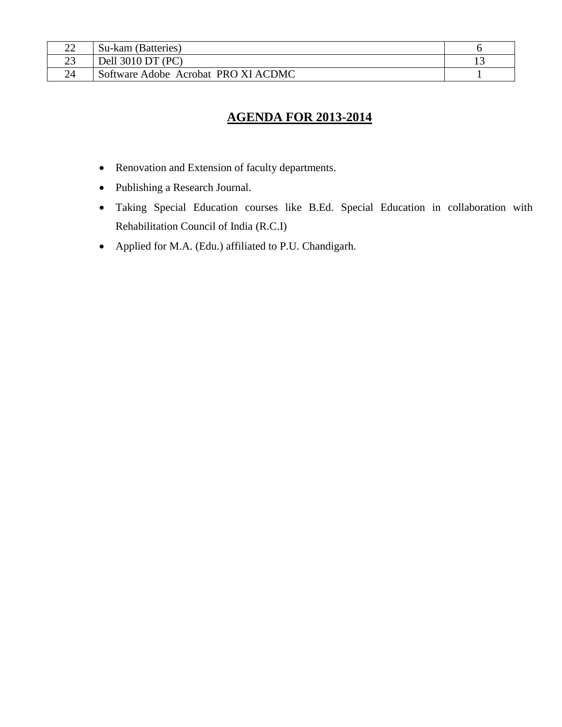| | | |
|---|---|---|
| 22 | Su-kam (Batteries) | 6 |
| 23 | Dell 3010 DT (PC) | 13 |
| 24 | Software Adobe Acrobat PRO XI ACDMC | 1 |

## AGENDA FOR 2013-2014

- Renovation and Extension of faculty departments.
- Publishing a Research Journal.
- Taking Special Education courses like B.Ed. Special Education in collaboration with Rehabilitation Council of India (R.C.I)
- Applied for M.A. (Edu.) affiliated to P.U. Chandigarh.